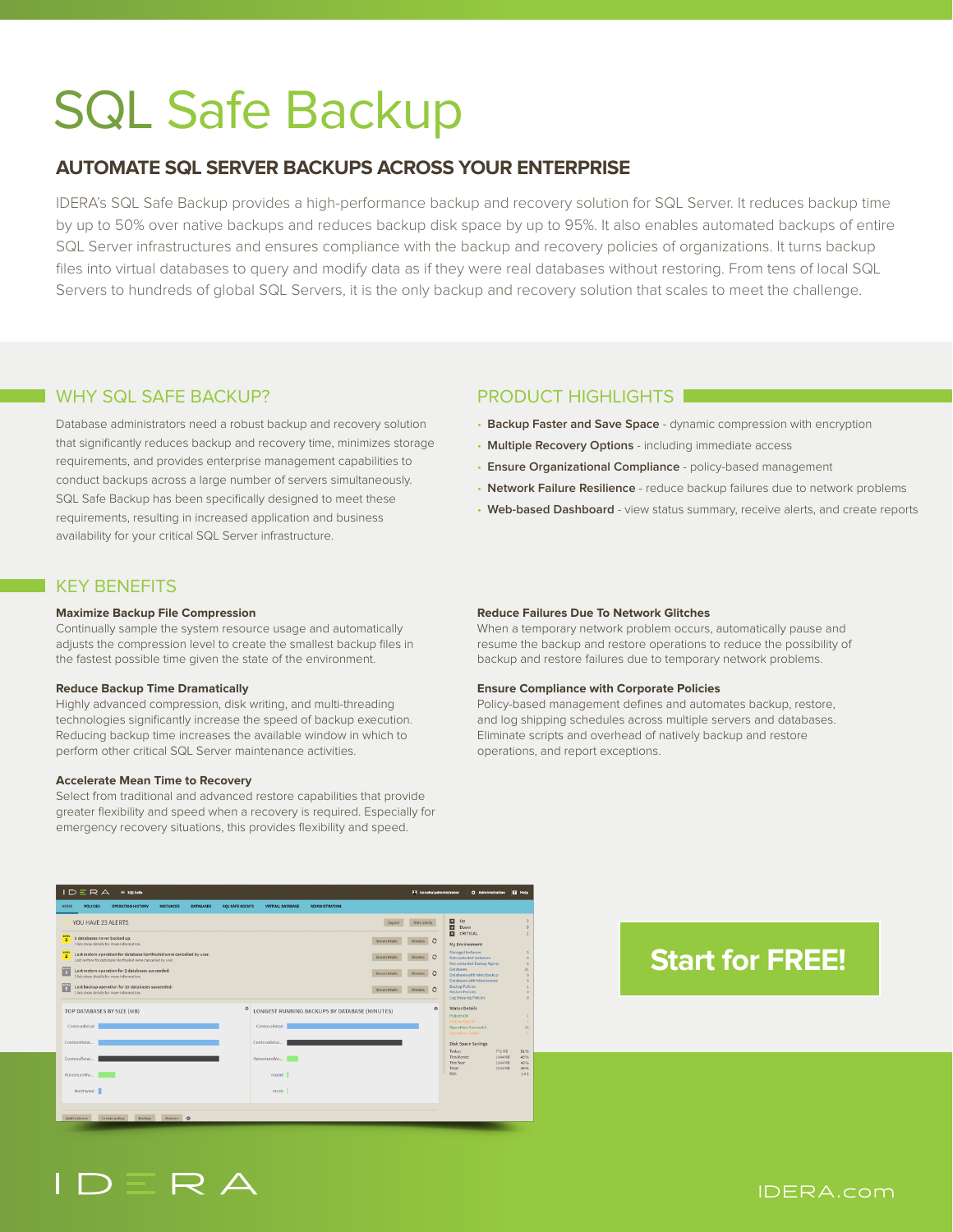# SQL Safe Backup

## AUTOMATE SQL SERVER BACKUPS ACROSS YOUR ENTERPRISE

IDERA's SQL Safe Backup provides a high-performance backup and recovery solution for SQL Server. It reduces backup time by up to 50% over native backups and reduces backup disk space by up to 95%. It also enables automated backups of entire SQL Server infrastructures and ensures compliance with the backup and recovery policies of organizations. It turns backup files into virtual databases to query and modify data as if they were real databases without restoring. From tens of local SQL Servers to hundreds of global SQL Servers, it is the only backup and recovery solution that scales to meet the challenge.

## WHY SQL SAFE BACKUP?

Database administrators need a robust backup and recovery solution that significantly reduces backup and recovery time, minimizes storage requirements, and provides enterprise management capabilities to conduct backups across a large number of servers simultaneously. SQL Safe Backup has been specifically designed to meet these requirements, resulting in increased application and business availability for your critical SQL Server infrastructure.

## PRODUCT HIGHLIGHTS

- **Backup Faster and Save Space** - dynamic compression with encryption
- **Multiple Recovery Options** - including immediate access
- **Ensure Organizational Compliance** - policy-based management
- **Network Failure Resilience** - reduce backup failures due to network problems
- **Web-based Dashboard** - view status summary, receive alerts, and create reports

## KEY BENEFITS

**Maximize Backup File Compression**
Continually sample the system resource usage and automatically adjusts the compression level to create the smallest backup files in the fastest possible time given the state of the environment.

**Reduce Backup Time Dramatically**
Highly advanced compression, disk writing, and multi-threading technologies significantly increase the speed of backup execution. Reducing backup time increases the available window in which to perform other critical SQL Server maintenance activities.

**Accelerate Mean Time to Recovery**
Select from traditional and advanced restore capabilities that provide greater flexibility and speed when a recovery is required. Especially for emergency recovery situations, this provides flexibility and speed.

**Reduce Failures Due To Network Glitches**
When a temporary network problem occurs, automatically pause and resume the backup and restore operations to reduce the possibility of backup and restore failures due to temporary network problems.

**Ensure Compliance with Corporate Policies**
Policy-based management defines and automates backup, restore, and log shipping schedules across multiple servers and databases. Eliminate scripts and overhead of natively backup and restore operations, and report exceptions.

**Start for FREE!**

IDERA

IDERA.com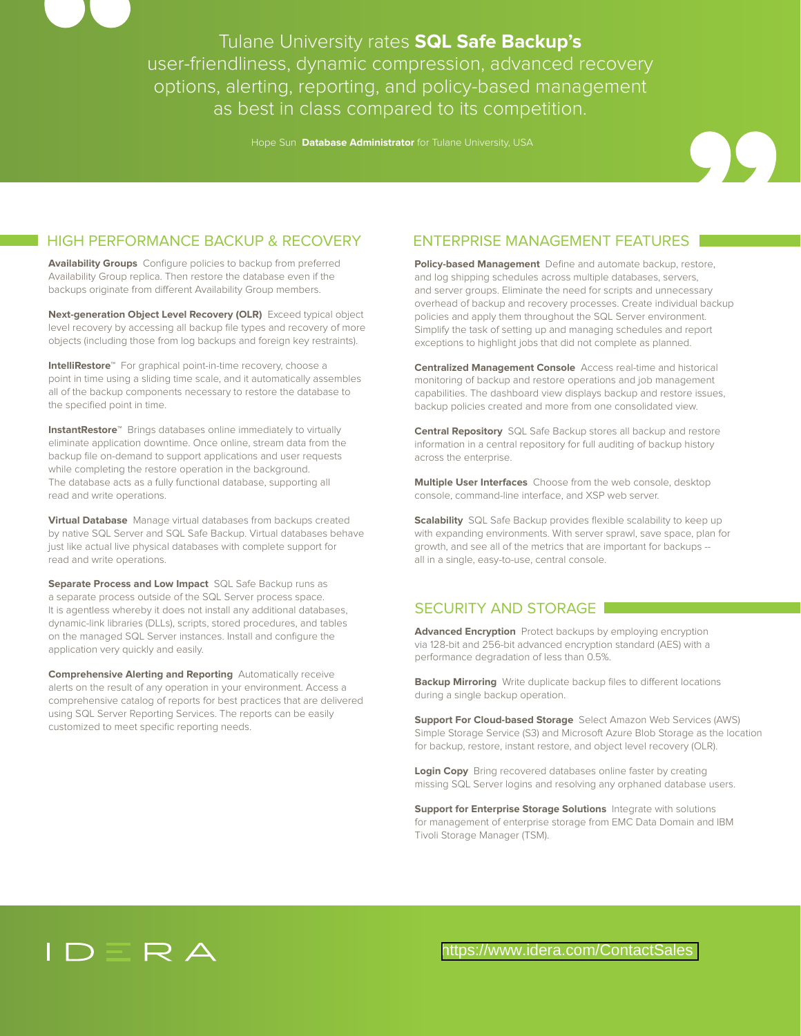> Tulane University rates **SQL Safe Backup's** user-friendliness, dynamic compression, advanced recovery options, alerting, reporting, and policy-based management as best in class compared to its competition.
>
> Hope Sun **Database Administrator** for Tulane University, USA

## HIGH PERFORMANCE BACKUP & RECOVERY

**Availability Groups** Configure policies to backup from preferred Availability Group replica. Then restore the database even if the backups originate from different Availability Group members.

**Next-generation Object Level Recovery (OLR)** Exceed typical object level recovery by accessing all backup file types and recovery of more objects (including those from log backups and foreign key restraints).

**IntelliRestore™** For graphical point-in-time recovery, choose a point in time using a sliding time scale, and it automatically assembles all of the backup components necessary to restore the database to the specified point in time.

**InstantRestore™** Brings databases online immediately to virtually eliminate application downtime. Once online, stream data from the backup file on-demand to support applications and user requests while completing the restore operation in the background. The database acts as a fully functional database, supporting all read and write operations.

**Virtual Database** Manage virtual databases from backups created by native SQL Server and SQL Safe Backup. Virtual databases behave just like actual live physical databases with complete support for read and write operations.

**Separate Process and Low Impact** SQL Safe Backup runs as a separate process outside of the SQL Server process space. It is agentless whereby it does not install any additional databases, dynamic-link libraries (DLLs), scripts, stored procedures, and tables on the managed SQL Server instances. Install and configure the application very quickly and easily.

**Comprehensive Alerting and Reporting** Automatically receive alerts on the result of any operation in your environment. Access a comprehensive catalog of reports for best practices that are delivered using SQL Server Reporting Services. The reports can be easily customized to meet specific reporting needs.

## ENTERPRISE MANAGEMENT FEATURES

**Policy-based Management** Define and automate backup, restore, and log shipping schedules across multiple databases, servers, and server groups. Eliminate the need for scripts and unnecessary overhead of backup and recovery processes. Create individual backup policies and apply them throughout the SQL Server environment. Simplify the task of setting up and managing schedules and report exceptions to highlight jobs that did not complete as planned.

**Centralized Management Console** Access real-time and historical monitoring of backup and restore operations and job management capabilities. The dashboard view displays backup and restore issues, backup policies created and more from one consolidated view.

**Central Repository** SQL Safe Backup stores all backup and restore information in a central repository for full auditing of backup history across the enterprise.

**Multiple User Interfaces** Choose from the web console, desktop console, command-line interface, and XSP web server.

**Scalability** SQL Safe Backup provides flexible scalability to keep up with expanding environments. With server sprawl, save space, plan for growth, and see all of the metrics that are important for backups -- all in a single, easy-to-use, central console.

## SECURITY AND STORAGE

**Advanced Encryption** Protect backups by employing encryption via 128-bit and 256-bit advanced encryption standard (AES) with a performance degradation of less than 0.5%.

**Backup Mirroring** Write duplicate backup files to different locations during a single backup operation.

**Support For Cloud-based Storage** Select Amazon Web Services (AWS) Simple Storage Service (S3) and Microsoft Azure Blob Storage as the location for backup, restore, instant restore, and object level recovery (OLR).

**Login Copy** Bring recovered databases online faster by creating missing SQL Server logins and resolving any orphaned database users.

**Support for Enterprise Storage Solutions** Integrate with solutions for management of enterprise storage from EMC Data Domain and IBM Tivoli Storage Manager (TSM).

IDERA

https://www.idera.com/ContactSales